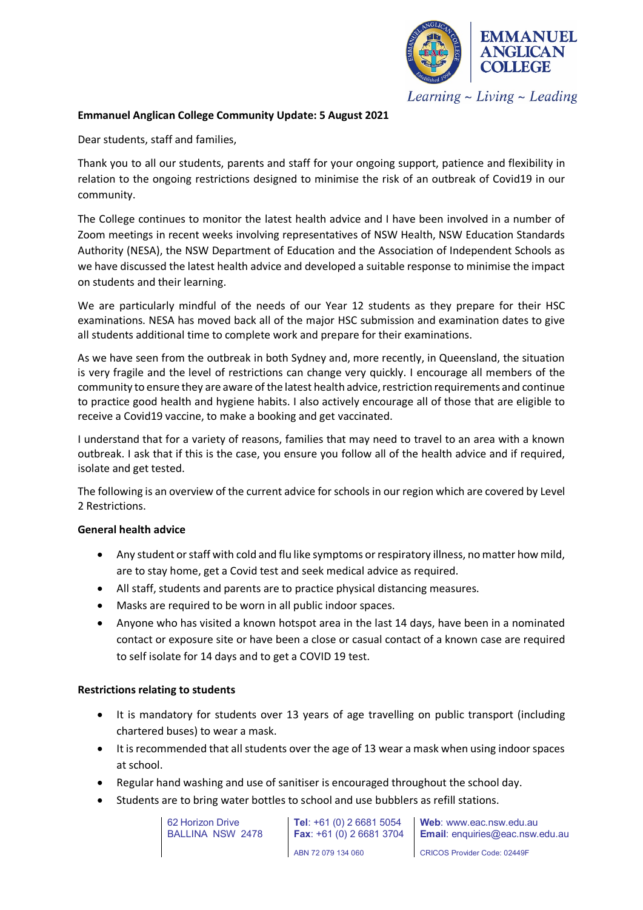**Emmanuel Anglican College Community Update: 5 August 2021**

Dear students, staff and families,

Thank you to all our students, parents and staff for your ongoing support, patience and flexibility in relation to the ongoing restrictions designed to minimise the risk of an outbreak of Covid19 in our community.

The College continues to monitor the latest health advice and I have been involved in a number of Zoom meetings in recent weeks involving representatives of NSW Health, NSW Education Standards Authority (NESA), the NSW Department of Education and the Association of Independent Schools as we have discussed the latest health advice and developed a suitable response to minimise the impact on students and their learning.

We are particularly mindful of the needs of our Year 12 students as they prepare for their HSC examinations. NESA has moved back all of the major HSC submission and examination dates to give all students additional time to complete work and prepare for their examinations.

As we have seen from the outbreak in both Sydney and, more recently, in Queensland, the situation is very fragile and the level of restrictions can change very quickly. I encourage all members of the community to ensure they are aware of the latest health advice, restriction requirements and continue to practice good health and hygiene habits. I also actively encourage all of those that are eligible to receive a Covid19 vaccine, to make a booking and get vaccinated.

I understand that for a variety of reasons, families that may need to travel to an area with a known outbreak. I ask that if this is the case, you ensure you follow all of the health advice and if required, isolate and get tested.

The following is an overview of the current advice for schools in our region which are covered by Level 2 Restrictions.

**General health advice**

- Any student or staff with cold and flu like symptoms or respiratory illness, no matter how mild, are to stay home, get a Covid test and seek medical advice as required.
- All staff, students and parents are to practice physical distancing measures.
- Masks are required to be worn in all public indoor spaces.
- Anyone who has visited a known hotspot area in the last 14 days, have been in a nominated contact or exposure site or have been a close or casual contact of a known case are required to self isolate for 14 days and to get a COVID 19 test.

**Restrictions relating to students**

- It is mandatory for students over 13 years of age travelling on public transport (including chartered buses) to wear a mask.
- It is recommended that all students over the age of 13 wear a mask when using indoor spaces at school.
- Regular hand washing and use of sanitiser is encouraged throughout the school day.
- Students are to bring water bottles to school and use bubblers as refill stations.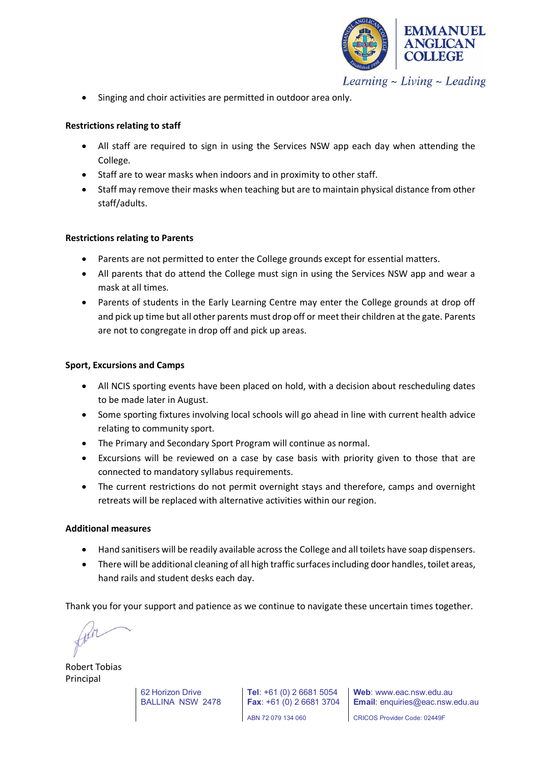- Singing and choir activities are permitted in outdoor area only.

**Restrictions relating to staff**

- All staff are required to sign in using the Services NSW app each day when attending the College.
- Staff are to wear masks when indoors and in proximity to other staff.
- Staff may remove their masks when teaching but are to maintain physical distance from other staff/adults.

**Restrictions relating to Parents**

- Parents are not permitted to enter the College grounds except for essential matters.
- All parents that do attend the College must sign in using the Services NSW app and wear a mask at all times.
- Parents of students in the Early Learning Centre may enter the College grounds at drop off and pick up time but all other parents must drop off or meet their children at the gate. Parents are not to congregate in drop off and pick up areas.

**Sport, Excursions and Camps**

- All NCIS sporting events have been placed on hold, with a decision about rescheduling dates to be made later in August.
- Some sporting fixtures involving local schools will go ahead in line with current health advice relating to community sport.
- The Primary and Secondary Sport Program will continue as normal.
- Excursions will be reviewed on a case by case basis with priority given to those that are connected to mandatory syllabus requirements.
- The current restrictions do not permit overnight stays and therefore, camps and overnight retreats will be replaced with alternative activities within our region.

**Additional measures**

- Hand sanitisers will be readily available across the College and all toilets have soap dispensers.
- There will be additional cleaning of all high traffic surfaces including door handles, toilet areas, hand rails and student desks each day.

Thank you for your support and patience as we continue to navigate these uncertain times together.

Robert Tobias
Principal

62 Horizon Drive
BALLINA NSW 2478

**Tel**: +61 (0) 2 6681 5054
**Fax**: +61 (0) 2 6681 3704
ABN 72 079 134 060

**Web**: www.eac.nsw.edu.au
**Email**: enquiries@eac.nsw.edu.au
CRICOS Provider Code: 02449F